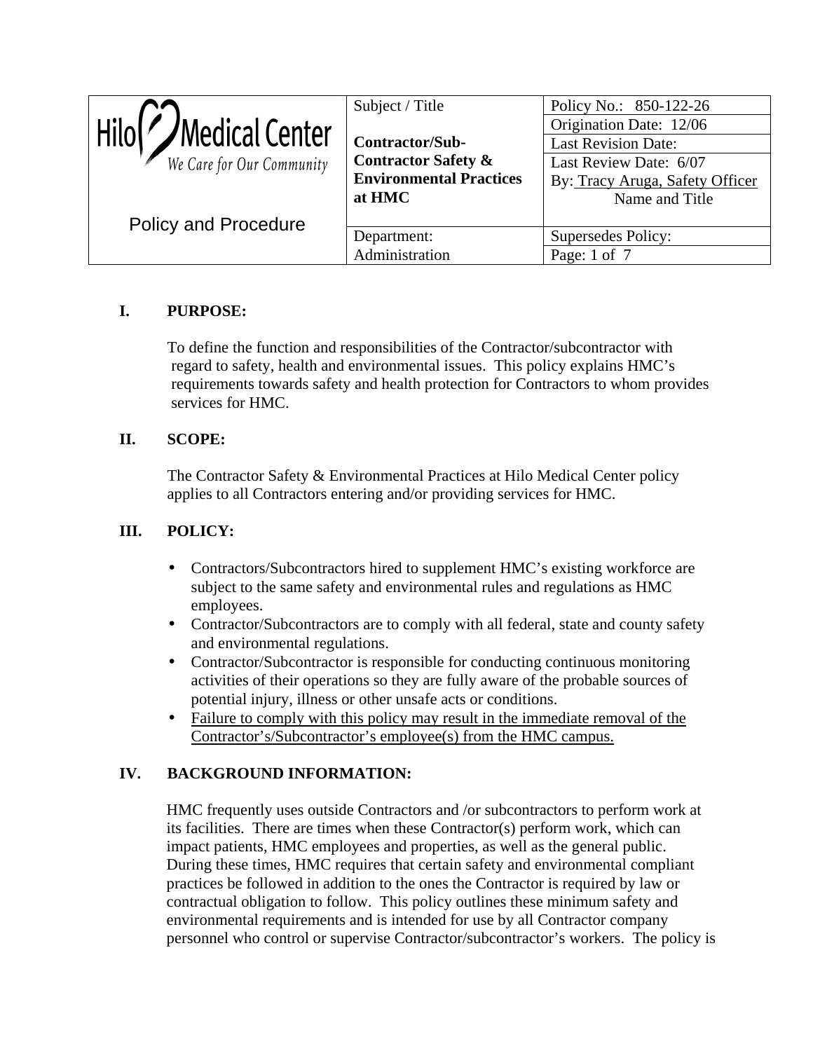| Hilo Medical Center<br>We Care for Our Community<br><br>Policy and Procedure | Subject / Title<br><br>**Contractor/Sub-Contractor Safety & Environmental Practices at HMC** | Policy No.: 850-122-26<br>Origination Date: 12/06<br>Last Revision Date:<br>Last Review Date: 6/07<br>By: Tracy Aruga, Safety Officer<br>Name and Title |
| --- | --- | --- |
| | Department:<br>Administration | Supersedes Policy:<br>Page: 1 of 7 |

## I. PURPOSE:

To define the function and responsibilities of the Contractor/subcontractor with regard to safety, health and environmental issues. This policy explains HMC's requirements towards safety and health protection for Contractors to whom provides services for HMC.

## II. SCOPE:

The Contractor Safety & Environmental Practices at Hilo Medical Center policy applies to all Contractors entering and/or providing services for HMC.

## III. POLICY:

- Contractors/Subcontractors hired to supplement HMC's existing workforce are subject to the same safety and environmental rules and regulations as HMC employees.
- Contractor/Subcontractors are to comply with all federal, state and county safety and environmental regulations.
- Contractor/Subcontractor is responsible for conducting continuous monitoring activities of their operations so they are fully aware of the probable sources of potential injury, illness or other unsafe acts or conditions.
- <u>Failure to comply with this policy may result in the immediate removal of the Contractor's/Subcontractor's employee(s) from the HMC campus.</u>

## IV. BACKGROUND INFORMATION:

HMC frequently uses outside Contractors and /or subcontractors to perform work at its facilities. There are times when these Contractor(s) perform work, which can impact patients, HMC employees and properties, as well as the general public. During these times, HMC requires that certain safety and environmental compliant practices be followed in addition to the ones the Contractor is required by law or contractual obligation to follow. This policy outlines these minimum safety and environmental requirements and is intended for use by all Contractor company personnel who control or supervise Contractor/subcontractor's workers. The policy is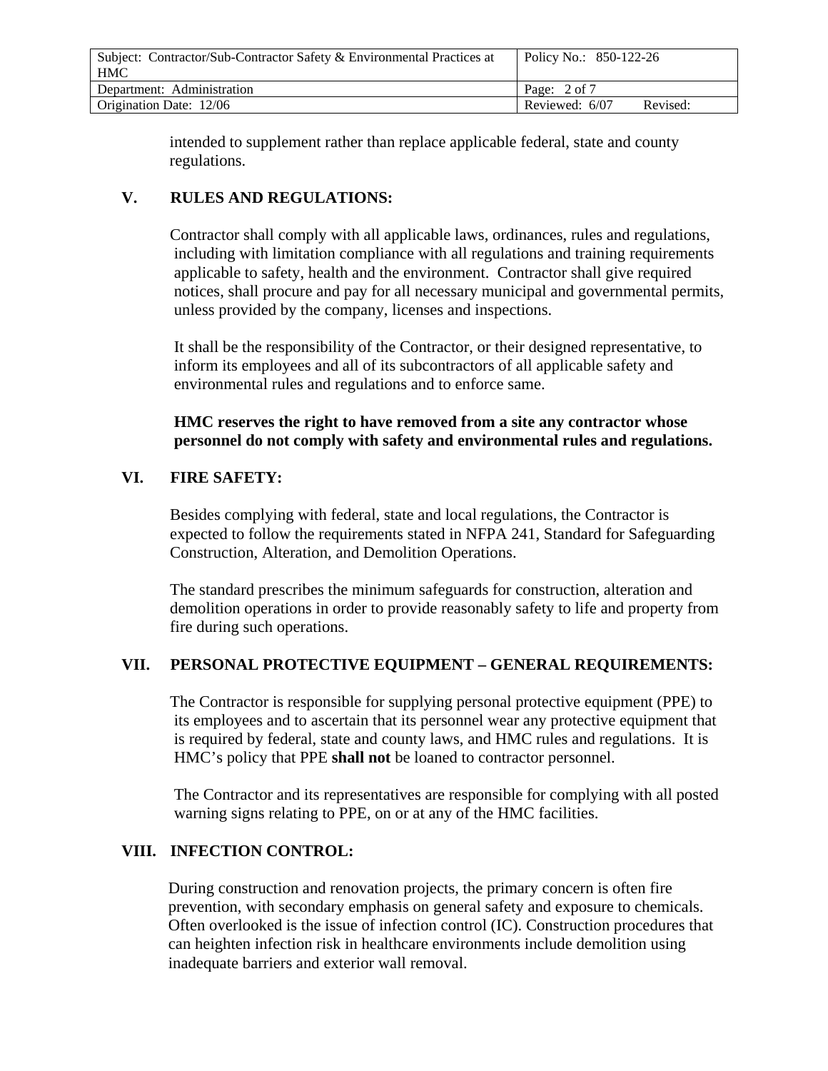intended to supplement rather than replace applicable federal, state and county regulations.

## V. RULES AND REGULATIONS:

Contractor shall comply with all applicable laws, ordinances, rules and regulations, including with limitation compliance with all regulations and training requirements applicable to safety, health and the environment. Contractor shall give required notices, shall procure and pay for all necessary municipal and governmental permits, unless provided by the company, licenses and inspections.

It shall be the responsibility of the Contractor, or their designed representative, to inform its employees and all of its subcontractors of all applicable safety and environmental rules and regulations and to enforce same.

**HMC reserves the right to have removed from a site any contractor whose personnel do not comply with safety and environmental rules and regulations.**

## VI. FIRE SAFETY:

Besides complying with federal, state and local regulations, the Contractor is expected to follow the requirements stated in NFPA 241, Standard for Safeguarding Construction, Alteration, and Demolition Operations.

The standard prescribes the minimum safeguards for construction, alteration and demolition operations in order to provide reasonably safety to life and property from fire during such operations.

## VII. PERSONAL PROTECTIVE EQUIPMENT – GENERAL REQUIREMENTS:

The Contractor is responsible for supplying personal protective equipment (PPE) to its employees and to ascertain that its personnel wear any protective equipment that is required by federal, state and county laws, and HMC rules and regulations. It is HMC's policy that PPE **shall not** be loaned to contractor personnel.

The Contractor and its representatives are responsible for complying with all posted warning signs relating to PPE, on or at any of the HMC facilities.

## VIII. INFECTION CONTROL:

During construction and renovation projects, the primary concern is often fire prevention, with secondary emphasis on general safety and exposure to chemicals. Often overlooked is the issue of infection control (IC). Construction procedures that can heighten infection risk in healthcare environments include demolition using inadequate barriers and exterior wall removal.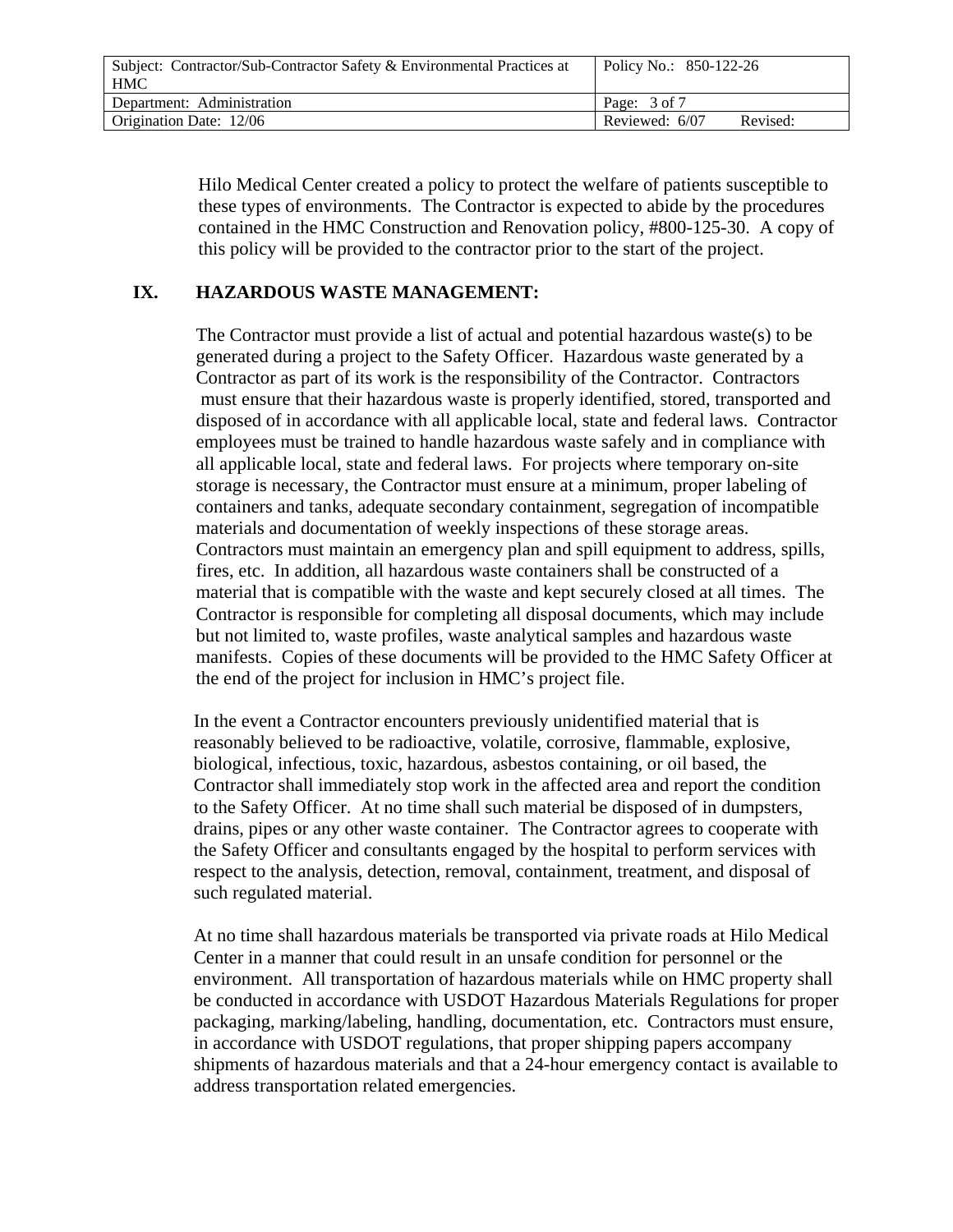Hilo Medical Center created a policy to protect the welfare of patients susceptible to these types of environments. The Contractor is expected to abide by the procedures contained in the HMC Construction and Renovation policy, #800-125-30. A copy of this policy will be provided to the contractor prior to the start of the project.

## IX. HAZARDOUS WASTE MANAGEMENT:

The Contractor must provide a list of actual and potential hazardous waste(s) to be generated during a project to the Safety Officer. Hazardous waste generated by a Contractor as part of its work is the responsibility of the Contractor. Contractors must ensure that their hazardous waste is properly identified, stored, transported and disposed of in accordance with all applicable local, state and federal laws. Contractor employees must be trained to handle hazardous waste safely and in compliance with all applicable local, state and federal laws. For projects where temporary on-site storage is necessary, the Contractor must ensure at a minimum, proper labeling of containers and tanks, adequate secondary containment, segregation of incompatible materials and documentation of weekly inspections of these storage areas. Contractors must maintain an emergency plan and spill equipment to address, spills, fires, etc. In addition, all hazardous waste containers shall be constructed of a material that is compatible with the waste and kept securely closed at all times. The Contractor is responsible for completing all disposal documents, which may include but not limited to, waste profiles, waste analytical samples and hazardous waste manifests. Copies of these documents will be provided to the HMC Safety Officer at the end of the project for inclusion in HMC's project file.

In the event a Contractor encounters previously unidentified material that is reasonably believed to be radioactive, volatile, corrosive, flammable, explosive, biological, infectious, toxic, hazardous, asbestos containing, or oil based, the Contractor shall immediately stop work in the affected area and report the condition to the Safety Officer. At no time shall such material be disposed of in dumpsters, drains, pipes or any other waste container. The Contractor agrees to cooperate with the Safety Officer and consultants engaged by the hospital to perform services with respect to the analysis, detection, removal, containment, treatment, and disposal of such regulated material.

At no time shall hazardous materials be transported via private roads at Hilo Medical Center in a manner that could result in an unsafe condition for personnel or the environment. All transportation of hazardous materials while on HMC property shall be conducted in accordance with USDOT Hazardous Materials Regulations for proper packaging, marking/labeling, handling, documentation, etc. Contractors must ensure, in accordance with USDOT regulations, that proper shipping papers accompany shipments of hazardous materials and that a 24-hour emergency contact is available to address transportation related emergencies.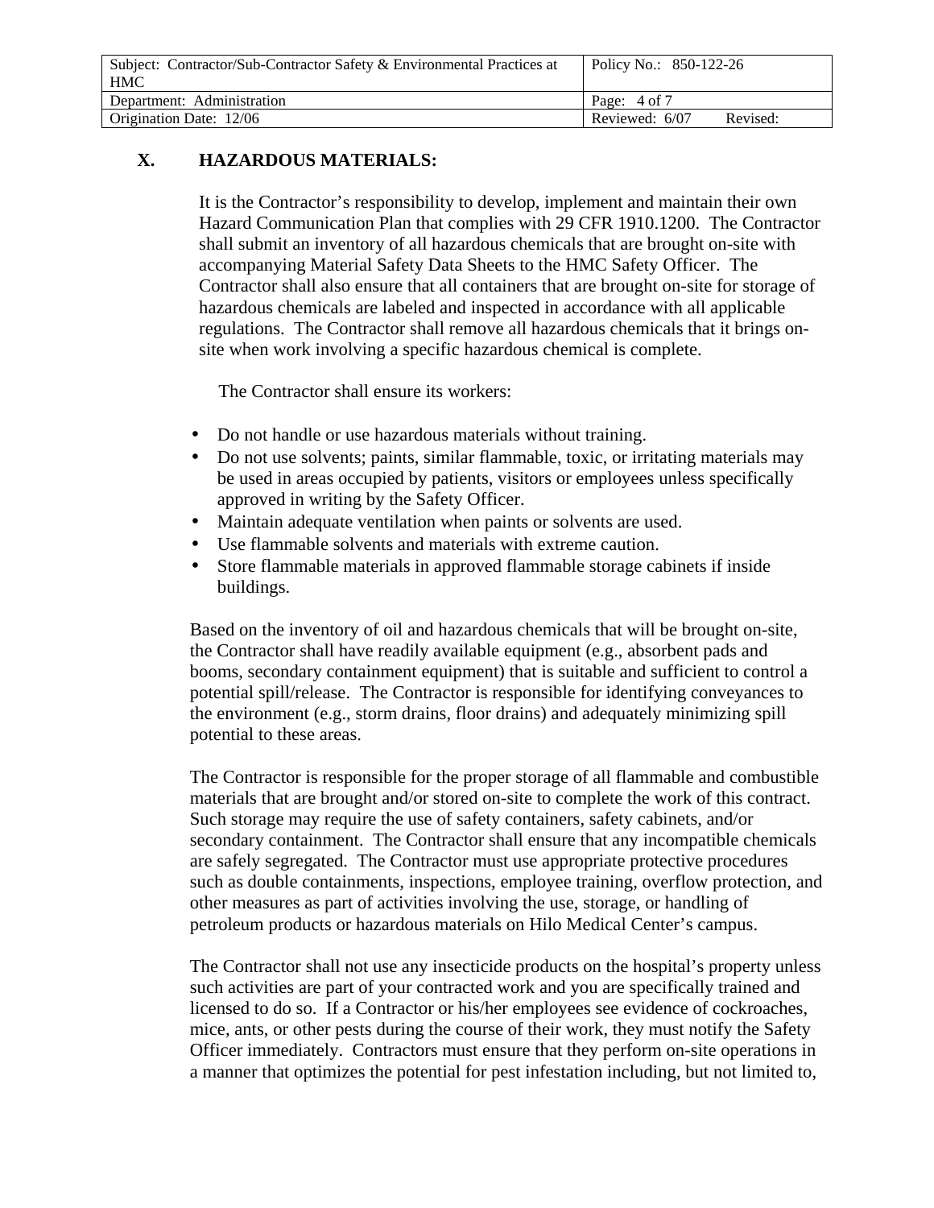## X. HAZARDOUS MATERIALS:

It is the Contractor's responsibility to develop, implement and maintain their own Hazard Communication Plan that complies with 29 CFR 1910.1200. The Contractor shall submit an inventory of all hazardous chemicals that are brought on-site with accompanying Material Safety Data Sheets to the HMC Safety Officer. The Contractor shall also ensure that all containers that are brought on-site for storage of hazardous chemicals are labeled and inspected in accordance with all applicable regulations. The Contractor shall remove all hazardous chemicals that it brings on-site when work involving a specific hazardous chemical is complete.

The Contractor shall ensure its workers:

- Do not handle or use hazardous materials without training.
- Do not use solvents; paints, similar flammable, toxic, or irritating materials may be used in areas occupied by patients, visitors or employees unless specifically approved in writing by the Safety Officer.
- Maintain adequate ventilation when paints or solvents are used.
- Use flammable solvents and materials with extreme caution.
- Store flammable materials in approved flammable storage cabinets if inside buildings.

Based on the inventory of oil and hazardous chemicals that will be brought on-site, the Contractor shall have readily available equipment (e.g., absorbent pads and booms, secondary containment equipment) that is suitable and sufficient to control a potential spill/release. The Contractor is responsible for identifying conveyances to the environment (e.g., storm drains, floor drains) and adequately minimizing spill potential to these areas.

The Contractor is responsible for the proper storage of all flammable and combustible materials that are brought and/or stored on-site to complete the work of this contract. Such storage may require the use of safety containers, safety cabinets, and/or secondary containment. The Contractor shall ensure that any incompatible chemicals are safely segregated. The Contractor must use appropriate protective procedures such as double containments, inspections, employee training, overflow protection, and other measures as part of activities involving the use, storage, or handling of petroleum products or hazardous materials on Hilo Medical Center's campus.

The Contractor shall not use any insecticide products on the hospital's property unless such activities are part of your contracted work and you are specifically trained and licensed to do so. If a Contractor or his/her employees see evidence of cockroaches, mice, ants, or other pests during the course of their work, they must notify the Safety Officer immediately. Contractors must ensure that they perform on-site operations in a manner that optimizes the potential for pest infestation including, but not limited to,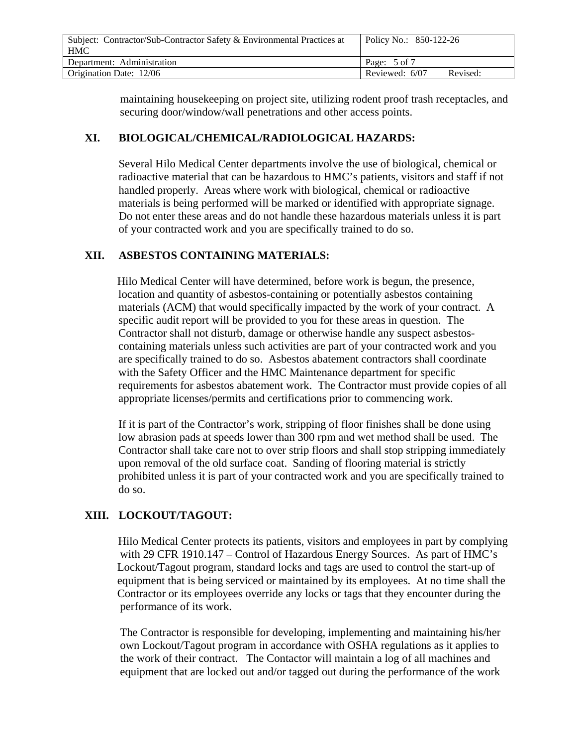maintaining housekeeping on project site, utilizing rodent proof trash receptacles, and securing door/window/wall penetrations and other access points.

## XI. BIOLOGICAL/CHEMICAL/RADIOLOGICAL HAZARDS:

Several Hilo Medical Center departments involve the use of biological, chemical or radioactive material that can be hazardous to HMC's patients, visitors and staff if not handled properly. Areas where work with biological, chemical or radioactive materials is being performed will be marked or identified with appropriate signage. Do not enter these areas and do not handle these hazardous materials unless it is part of your contracted work and you are specifically trained to do so.

## XII. ASBESTOS CONTAINING MATERIALS:

Hilo Medical Center will have determined, before work is begun, the presence, location and quantity of asbestos-containing or potentially asbestos containing materials (ACM) that would specifically impacted by the work of your contract. A specific audit report will be provided to you for these areas in question. The Contractor shall not disturb, damage or otherwise handle any suspect asbestos-containing materials unless such activities are part of your contracted work and you are specifically trained to do so. Asbestos abatement contractors shall coordinate with the Safety Officer and the HMC Maintenance department for specific requirements for asbestos abatement work. The Contractor must provide copies of all appropriate licenses/permits and certifications prior to commencing work.

If it is part of the Contractor's work, stripping of floor finishes shall be done using low abrasion pads at speeds lower than 300 rpm and wet method shall be used. The Contractor shall take care not to over strip floors and shall stop stripping immediately upon removal of the old surface coat. Sanding of flooring material is strictly prohibited unless it is part of your contracted work and you are specifically trained to do so.

## XIII. LOCKOUT/TAGOUT:

Hilo Medical Center protects its patients, visitors and employees in part by complying with 29 CFR 1910.147 – Control of Hazardous Energy Sources. As part of HMC's Lockout/Tagout program, standard locks and tags are used to control the start-up of equipment that is being serviced or maintained by its employees. At no time shall the Contractor or its employees override any locks or tags that they encounter during the performance of its work.

The Contractor is responsible for developing, implementing and maintaining his/her own Lockout/Tagout program in accordance with OSHA regulations as it applies to the work of their contract. The Contactor will maintain a log of all machines and equipment that are locked out and/or tagged out during the performance of the work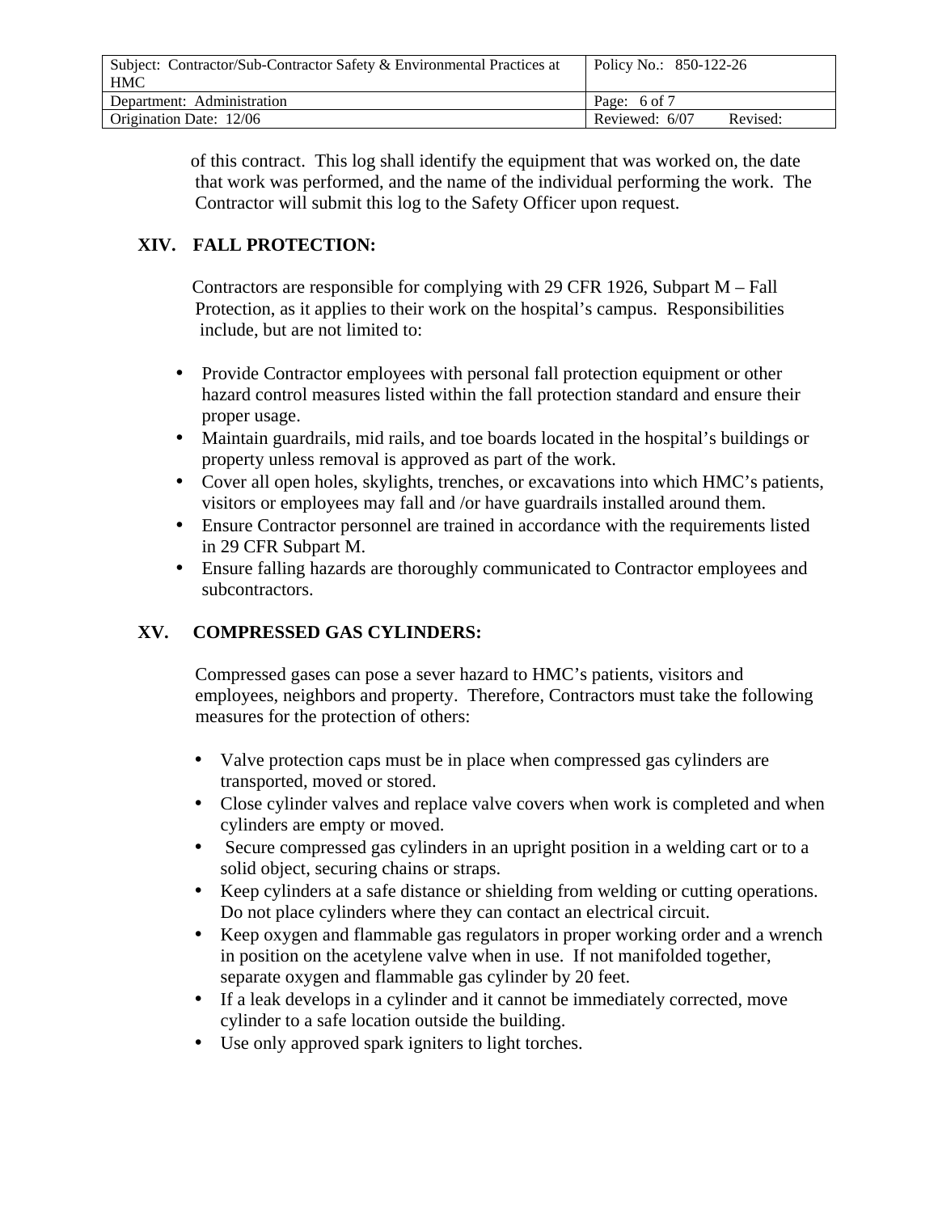of this contract. This log shall identify the equipment that was worked on, the date that work was performed, and the name of the individual performing the work. The Contractor will submit this log to the Safety Officer upon request.

## XIV. FALL PROTECTION:

Contractors are responsible for complying with 29 CFR 1926, Subpart M – Fall Protection, as it applies to their work on the hospital's campus. Responsibilities include, but are not limited to:

- Provide Contractor employees with personal fall protection equipment or other hazard control measures listed within the fall protection standard and ensure their proper usage.
- Maintain guardrails, mid rails, and toe boards located in the hospital's buildings or property unless removal is approved as part of the work.
- Cover all open holes, skylights, trenches, or excavations into which HMC's patients, visitors or employees may fall and /or have guardrails installed around them.
- Ensure Contractor personnel are trained in accordance with the requirements listed in 29 CFR Subpart M.
- Ensure falling hazards are thoroughly communicated to Contractor employees and subcontractors.

## XV. COMPRESSED GAS CYLINDERS:

Compressed gases can pose a sever hazard to HMC's patients, visitors and employees, neighbors and property. Therefore, Contractors must take the following measures for the protection of others:

- Valve protection caps must be in place when compressed gas cylinders are transported, moved or stored.
- Close cylinder valves and replace valve covers when work is completed and when cylinders are empty or moved.
- Secure compressed gas cylinders in an upright position in a welding cart or to a solid object, securing chains or straps.
- Keep cylinders at a safe distance or shielding from welding or cutting operations. Do not place cylinders where they can contact an electrical circuit.
- Keep oxygen and flammable gas regulators in proper working order and a wrench in position on the acetylene valve when in use. If not manifolded together, separate oxygen and flammable gas cylinder by 20 feet.
- If a leak develops in a cylinder and it cannot be immediately corrected, move cylinder to a safe location outside the building.
- Use only approved spark igniters to light torches.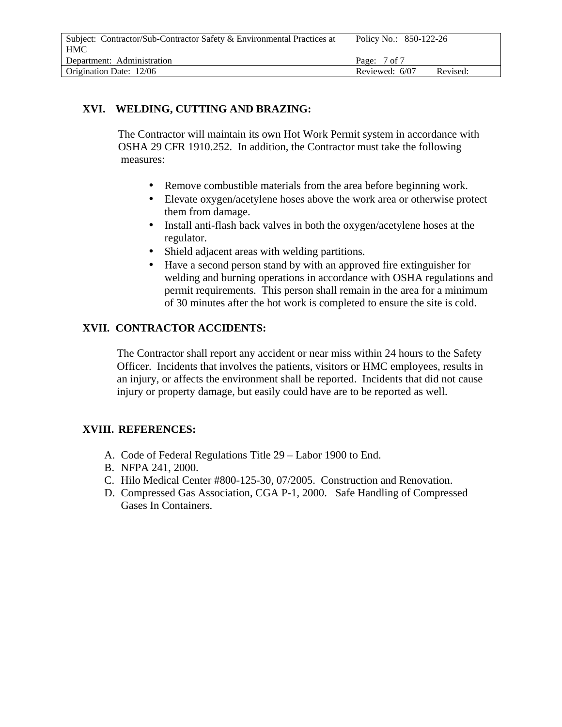## XVI. WELDING, CUTTING AND BRAZING:

The Contractor will maintain its own Hot Work Permit system in accordance with OSHA 29 CFR 1910.252. In addition, the Contractor must take the following measures:

- Remove combustible materials from the area before beginning work.
- Elevate oxygen/acetylene hoses above the work area or otherwise protect them from damage.
- Install anti-flash back valves in both the oxygen/acetylene hoses at the regulator.
- Shield adjacent areas with welding partitions.
- Have a second person stand by with an approved fire extinguisher for welding and burning operations in accordance with OSHA regulations and permit requirements. This person shall remain in the area for a minimum of 30 minutes after the hot work is completed to ensure the site is cold.

## XVII. CONTRACTOR ACCIDENTS:

The Contractor shall report any accident or near miss within 24 hours to the Safety Officer. Incidents that involves the patients, visitors or HMC employees, results in an injury, or affects the environment shall be reported. Incidents that did not cause injury or property damage, but easily could have are to be reported as well.

## XVIII. REFERENCES:

A. Code of Federal Regulations Title 29 – Labor 1900 to End.
B. NFPA 241, 2000.
C. Hilo Medical Center #800-125-30, 07/2005. Construction and Renovation.
D. Compressed Gas Association, CGA P-1, 2000. Safe Handling of Compressed Gases In Containers.